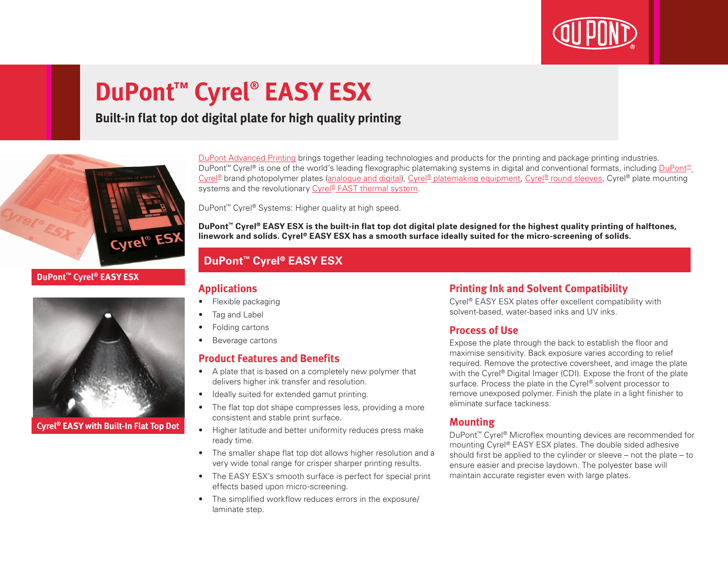# DuPont™ Cyrel® EASY ESX

**Built-in flat top dot digital plate for high quality printing**

DuPont™ Cyrel® EASY ESX

Cyrel® EASY with Built-In Flat Top Dot

DuPont Advanced Printing brings together leading technologies and products for the printing and package printing industries. DuPont™ Cyrel® is one of the world's leading flexographic platemaking systems in digital and conventional formats, including DuPont™ Cyrel® brand photopolymer plates (analogue and digital), Cyrel® platemaking equipment, Cyrel® round sleeves, Cyrel® plate mounting systems and the revolutionary Cyrel® FAST thermal system.

DuPont™ Cyrel® Systems: Higher quality at high speed.

**DuPont™ Cyrel® EASY ESX is the built-in flat top dot digital plate designed for the highest quality printing of halftones, linework and solids. Cyrel® EASY ESX has a smooth surface ideally suited for the micro-screening of solids.**

## DuPont™ Cyrel® EASY ESX

### Applications

- Flexible packaging
- Tag and Label
- Folding cartons
- Beverage cartons

### Product Features and Benefits

- A plate that is based on a completely new polymer that delivers higher ink transfer and resolution.
- Ideally suited for extended gamut printing.
- The flat top dot shape compresses less, providing a more consistent and stable print surface.
- Higher latitude and better uniformity reduces press make ready time.
- The smaller shape flat top dot allows higher resolution and a very wide tonal range for crisper sharper printing results.
- The EASY ESX's smooth surface is perfect for special print effects based upon micro-screening.
- The simplified workflow reduces errors in the exposure/ laminate step.

### Printing Ink and Solvent Compatibility

Cyrel® EASY ESX plates offer excellent compatibility with solvent-based, water-based inks and UV inks.

### Process of Use

Expose the plate through the back to establish the floor and maximise sensitivity. Back exposure varies according to relief required. Remove the protective coversheet, and image the plate with the Cyrel® Digital Imager (CDI). Expose the front of the plate surface. Process the plate in the Cyrel® solvent processor to remove unexposed polymer. Finish the plate in a light finisher to eliminate surface tackiness.

### Mounting

DuPont™ Cyrel® Microflex mounting devices are recommended for mounting Cyrel® EASY ESX plates. The double sided adhesive should first be applied to the cylinder or sleeve – not the plate – to ensure easier and precise laydown. The polyester base will maintain accurate register even with large plates.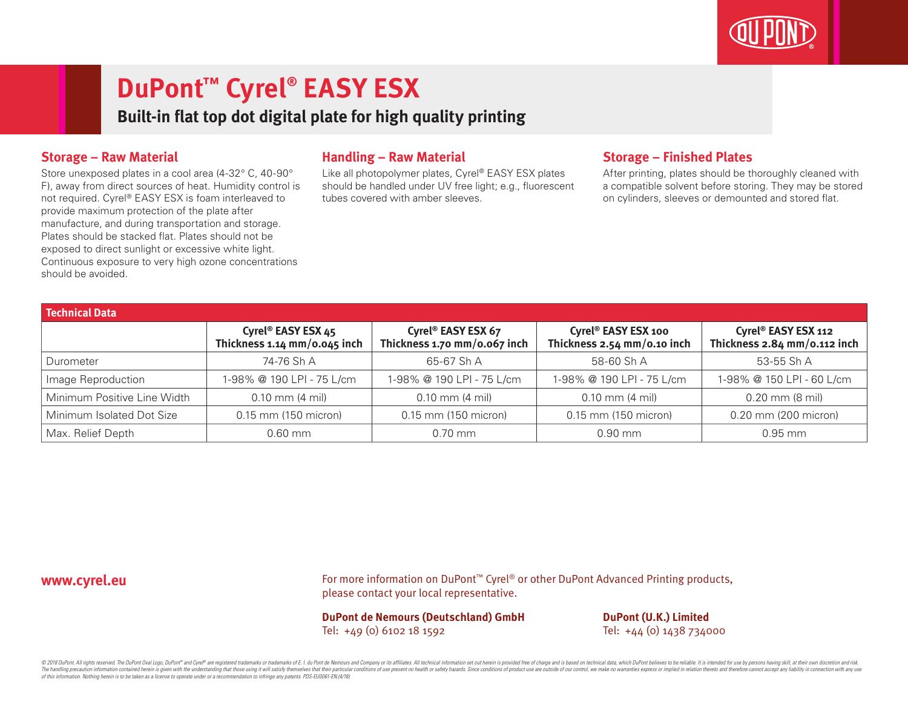# DuPont™ Cyrel® EASY ESX

## Built-in flat top dot digital plate for high quality printing

### Storage – Raw Material

Store unexposed plates in a cool area (4-32° C, 40-90° F), away from direct sources of heat. Humidity control is not required. Cyrel® EASY ESX is foam interleaved to provide maximum protection of the plate after manufacture, and during transportation and storage. Plates should be stacked flat. Plates should not be exposed to direct sunlight or excessive white light. Continuous exposure to very high ozone concentrations should be avoided.

### Handling – Raw Material

Like all photopolymer plates, Cyrel® EASY ESX plates should be handled under UV free light; e.g., fluorescent tubes covered with amber sleeves.

### Storage – Finished Plates

After printing, plates should be thoroughly cleaned with a compatible solvent before storing. They may be stored on cylinders, sleeves or demounted and stored flat.

**Technical Data**

| | Cyrel® EASY ESX 45 Thickness 1.14 mm/0.045 inch | Cyrel® EASY ESX 67 Thickness 1.70 mm/0.067 inch | Cyrel® EASY ESX 100 Thickness 2.54 mm/0.10 inch | Cyrel® EASY ESX 112 Thickness 2.84 mm/0.112 inch |
|---|---|---|---|---|
| Durometer | 74-76 Sh A | 65-67 Sh A | 58-60 Sh A | 53-55 Sh A |
| Image Reproduction | 1-98% @ 190 LPI - 75 L/cm | 1-98% @ 190 LPI - 75 L/cm | 1-98% @ 190 LPI - 75 L/cm | 1-98% @ 150 LPI - 60 L/cm |
| Minimum Positive Line Width | 0.10 mm (4 mil) | 0.10 mm (4 mil) | 0.10 mm (4 mil) | 0.20 mm (8 mil) |
| Minimum Isolated Dot Size | 0.15 mm (150 micron) | 0.15 mm (150 micron) | 0.15 mm (150 micron) | 0.20 mm (200 micron) |
| Max. Relief Depth | 0.60 mm | 0.70 mm | 0.90 mm | 0.95 mm |

**www.cyrel.eu**

For more information on DuPont™ Cyrel® or other DuPont Advanced Printing products, please contact your local representative.

**DuPont de Nemours (Deutschland) GmbH**
Tel: +49 (0) 6102 18 1592

**DuPont (U.K.) Limited**
Tel: +44 (0) 1438 734000

*© 2018 DuPont. All rights reserved. The DuPont Oval Logo, DuPont™ and Cyrel® are registered trademarks or trademarks of E. I. du Pont de Nemours and Company or its affiliates. All technical information set out herein is provided free of charge and is based on technical data, which DuPont believes to be reliable. It is intended for use by persons having skill, at their own discretion and risk. The handling precaution information contained herein is given with the understanding that those using it will satisfy themselves that their particular conditions of use present no health or safety hazards. Since conditions of product use are outside of our control, we make no warranties express or implied in relation thereto and therefore cannot accept any liability in connection with any use of this information. Nothing herein is to be taken as a license to operate under or a recommendation to infringe any patents. PDS-EU0061-EN (4/18)*